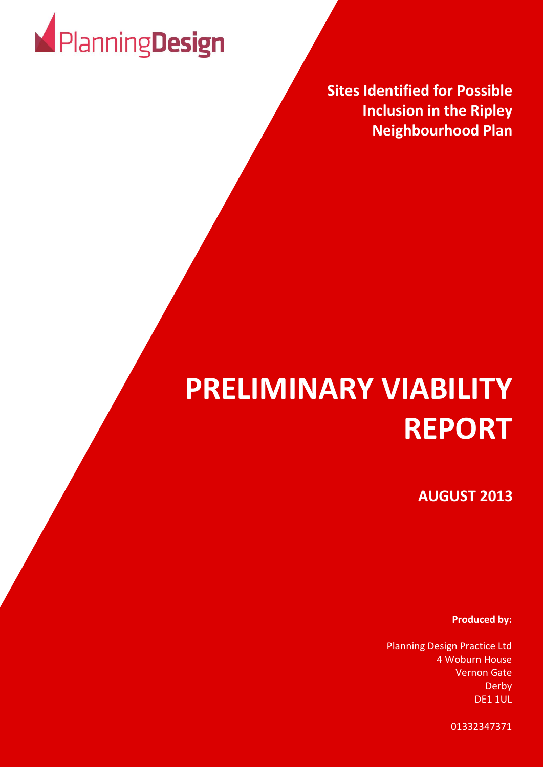PlanningDesign

**Sites Identified for Possible Inclusion in the Ripley Neighbourhood Plan**

# PRELIMINARY VIABILITY REPORT

**AUGUST 2013**

**Produced by:**

Planning Design Practice Ltd
4 Woburn House
Vernon Gate
Derby
DE1 1UL

01332347371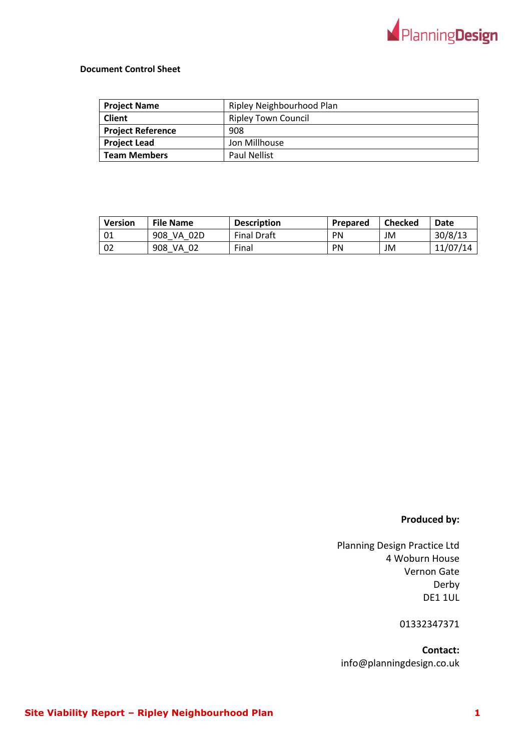**Document Control Sheet**

| Project Name | Ripley Neighbourhood Plan |
|---|---|
| Client | Ripley Town Council |
| Project Reference | 908 |
| Project Lead | Jon Millhouse |
| Team Members | Paul Nellist |

| Version | File Name | Description | Prepared | Checked | Date |
|---|---|---|---|---|---|
| 01 | 908_VA_02D | Final Draft | PN | JM | 30/8/13 |
| 02 | 908_VA_02 | Final | PN | JM | 11/07/14 |

**Produced by:**

Planning Design Practice Ltd
4 Woburn House
Vernon Gate
Derby
DE1 1UL

01332347371

**Contact:**
info@planningdesign.co.uk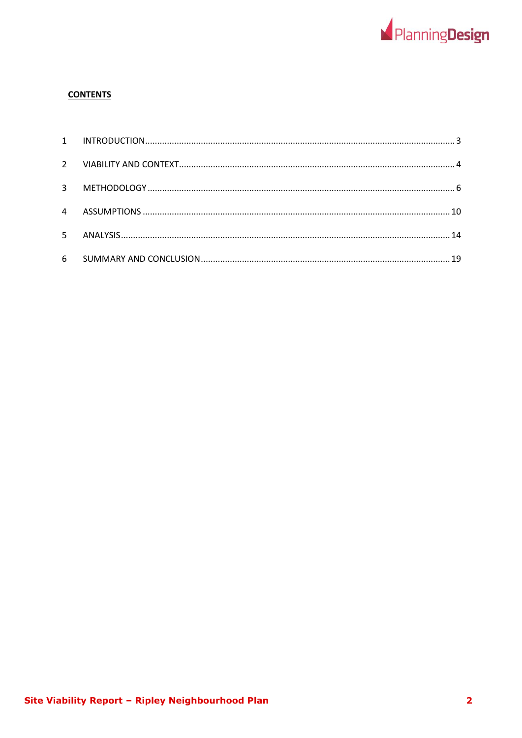**CONTENTS**

1 INTRODUCTION ..... 3

2 VIABILITY AND CONTEXT ..... 4

3 METHODOLOGY ..... 6

4 ASSUMPTIONS ..... 10

5 ANALYSIS ..... 14

6 SUMMARY AND CONCLUSION ..... 19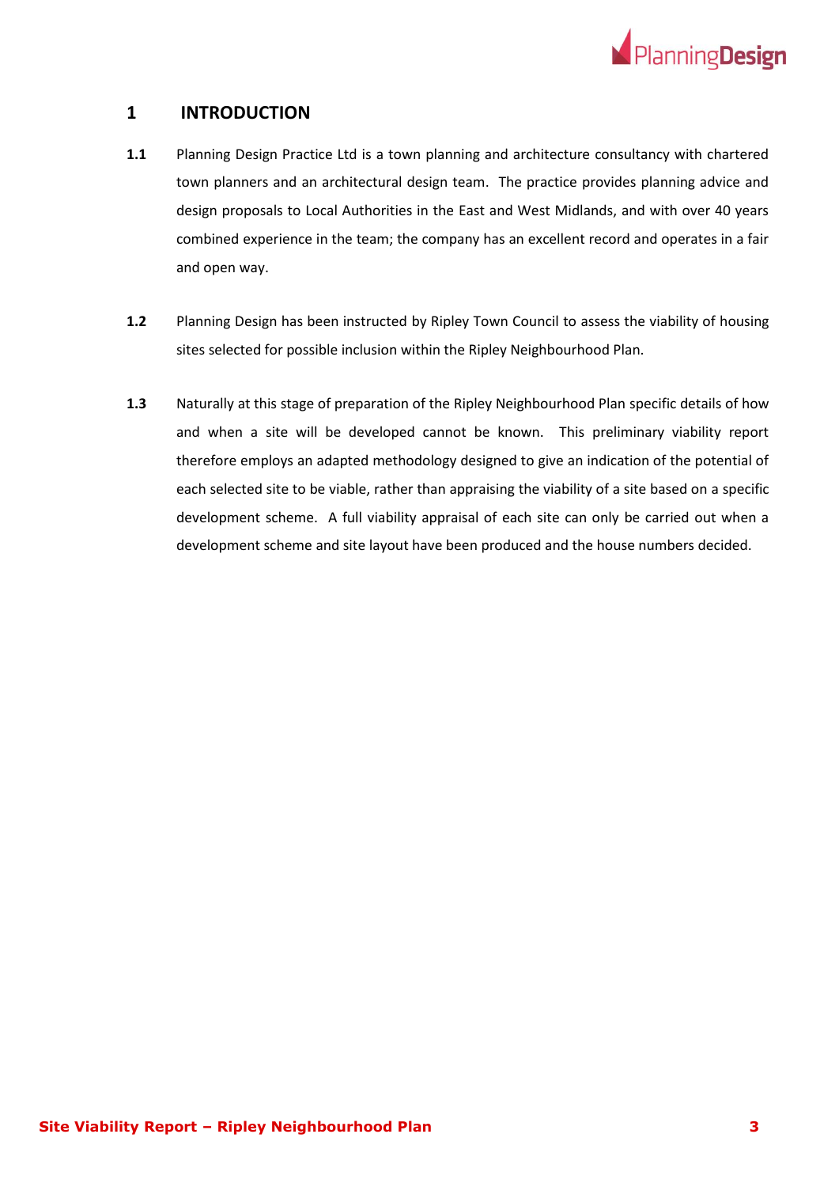# 1 INTRODUCTION

**1.1** Planning Design Practice Ltd is a town planning and architecture consultancy with chartered town planners and an architectural design team. The practice provides planning advice and design proposals to Local Authorities in the East and West Midlands, and with over 40 years combined experience in the team; the company has an excellent record and operates in a fair and open way.

**1.2** Planning Design has been instructed by Ripley Town Council to assess the viability of housing sites selected for possible inclusion within the Ripley Neighbourhood Plan.

**1.3** Naturally at this stage of preparation of the Ripley Neighbourhood Plan specific details of how and when a site will be developed cannot be known. This preliminary viability report therefore employs an adapted methodology designed to give an indication of the potential of each selected site to be viable, rather than appraising the viability of a site based on a specific development scheme. A full viability appraisal of each site can only be carried out when a development scheme and site layout have been produced and the house numbers decided.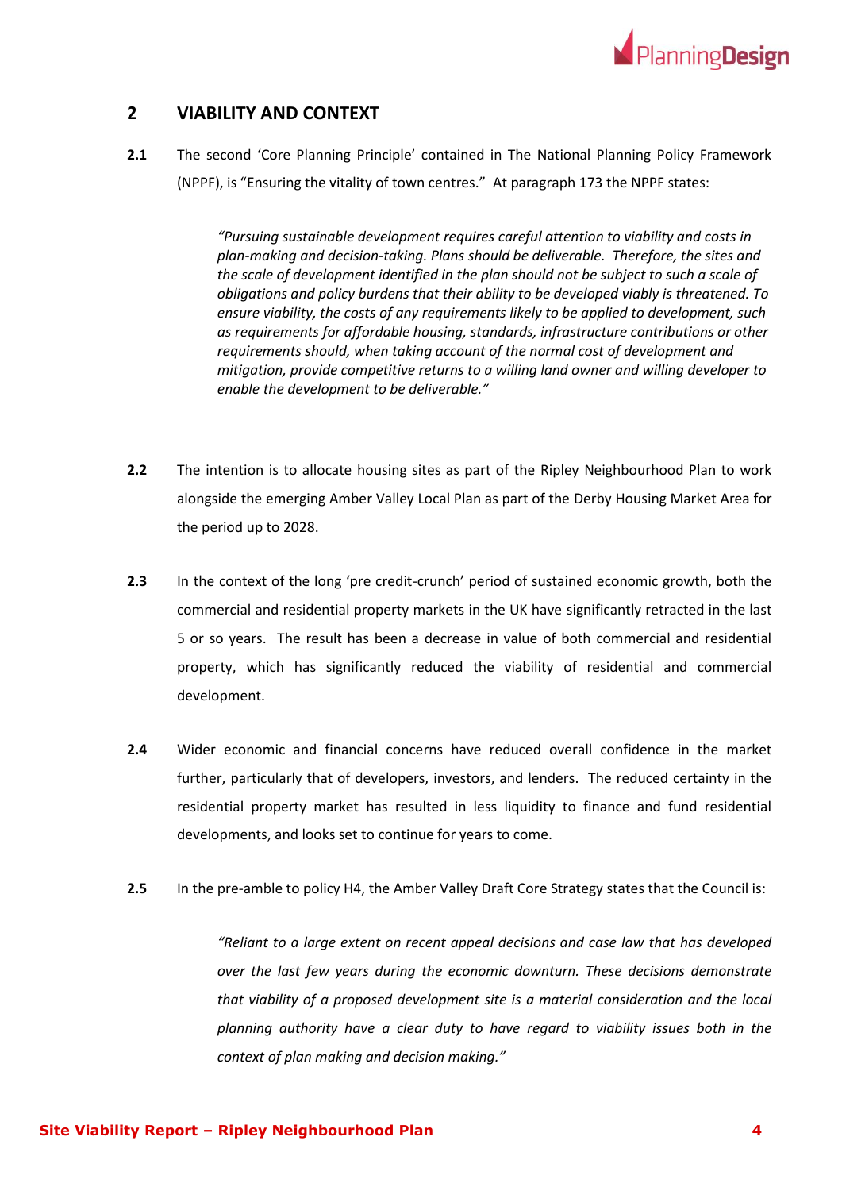## 2 VIABILITY AND CONTEXT

**2.1** The second 'Core Planning Principle' contained in The National Planning Policy Framework (NPPF), is "Ensuring the vitality of town centres." At paragraph 173 the NPPF states:

> *"Pursuing sustainable development requires careful attention to viability and costs in plan-making and decision-taking. Plans should be deliverable. Therefore, the sites and the scale of development identified in the plan should not be subject to such a scale of obligations and policy burdens that their ability to be developed viably is threatened. To ensure viability, the costs of any requirements likely to be applied to development, such as requirements for affordable housing, standards, infrastructure contributions or other requirements should, when taking account of the normal cost of development and mitigation, provide competitive returns to a willing land owner and willing developer to enable the development to be deliverable."*

**2.2** The intention is to allocate housing sites as part of the Ripley Neighbourhood Plan to work alongside the emerging Amber Valley Local Plan as part of the Derby Housing Market Area for the period up to 2028.

**2.3** In the context of the long 'pre credit-crunch' period of sustained economic growth, both the commercial and residential property markets in the UK have significantly retracted in the last 5 or so years. The result has been a decrease in value of both commercial and residential property, which has significantly reduced the viability of residential and commercial development.

**2.4** Wider economic and financial concerns have reduced overall confidence in the market further, particularly that of developers, investors, and lenders. The reduced certainty in the residential property market has resulted in less liquidity to finance and fund residential developments, and looks set to continue for years to come.

**2.5** In the pre-amble to policy H4, the Amber Valley Draft Core Strategy states that the Council is:

> *"Reliant to a large extent on recent appeal decisions and case law that has developed over the last few years during the economic downturn. These decisions demonstrate that viability of a proposed development site is a material consideration and the local planning authority have a clear duty to have regard to viability issues both in the context of plan making and decision making."*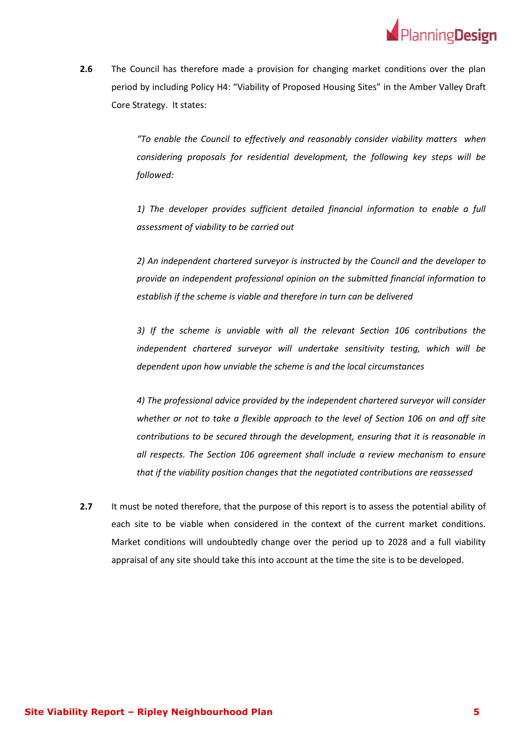**2.6** The Council has therefore made a provision for changing market conditions over the plan period by including Policy H4: "Viability of Proposed Housing Sites" in the Amber Valley Draft Core Strategy. It states:

> *"To enable the Council to effectively and reasonably consider viability matters when considering proposals for residential development, the following key steps will be followed:*
>
> *1) The developer provides sufficient detailed financial information to enable a full assessment of viability to be carried out*
>
> *2) An independent chartered surveyor is instructed by the Council and the developer to provide an independent professional opinion on the submitted financial information to establish if the scheme is viable and therefore in turn can be delivered*
>
> *3) If the scheme is unviable with all the relevant Section 106 contributions the independent chartered surveyor will undertake sensitivity testing, which will be dependent upon how unviable the scheme is and the local circumstances*
>
> *4) The professional advice provided by the independent chartered surveyor will consider whether or not to take a flexible approach to the level of Section 106 on and off site contributions to be secured through the development, ensuring that it is reasonable in all respects. The Section 106 agreement shall include a review mechanism to ensure that if the viability position changes that the negotiated contributions are reassessed*

**2.7** It must be noted therefore, that the purpose of this report is to assess the potential ability of each site to be viable when considered in the context of the current market conditions. Market conditions will undoubtedly change over the period up to 2028 and a full viability appraisal of any site should take this into account at the time the site is to be developed.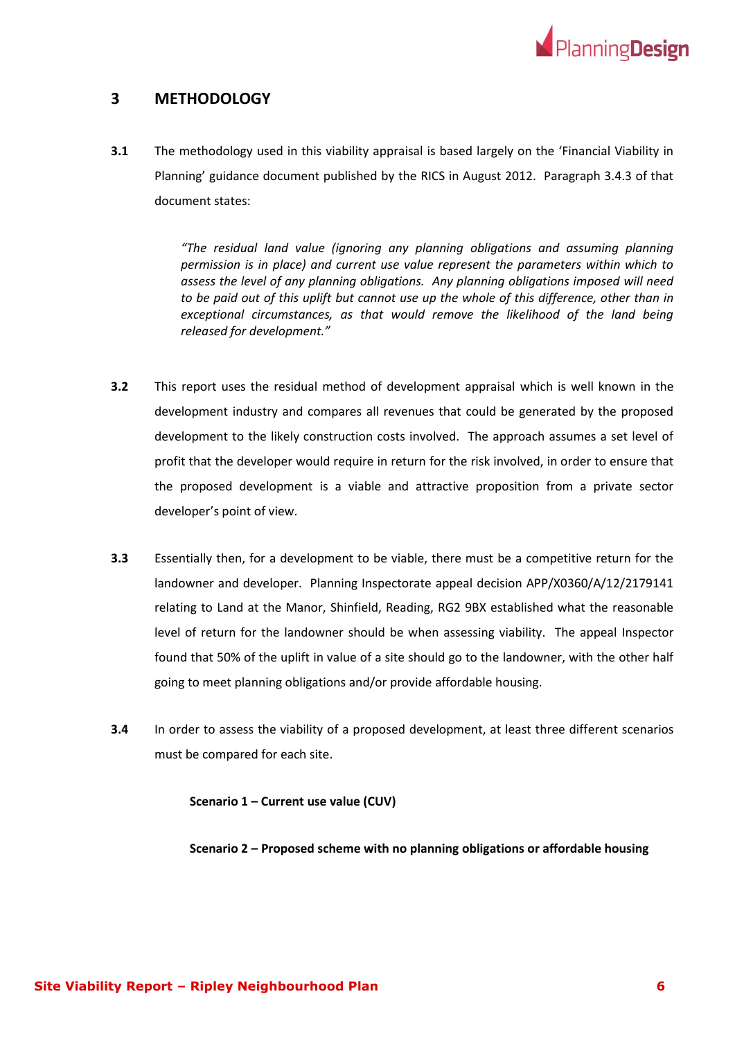## 3 METHODOLOGY

**3.1** The methodology used in this viability appraisal is based largely on the 'Financial Viability in Planning' guidance document published by the RICS in August 2012. Paragraph 3.4.3 of that document states:

> *"The residual land value (ignoring any planning obligations and assuming planning permission is in place) and current use value represent the parameters within which to assess the level of any planning obligations. Any planning obligations imposed will need to be paid out of this uplift but cannot use up the whole of this difference, other than in exceptional circumstances, as that would remove the likelihood of the land being released for development."*

**3.2** This report uses the residual method of development appraisal which is well known in the development industry and compares all revenues that could be generated by the proposed development to the likely construction costs involved. The approach assumes a set level of profit that the developer would require in return for the risk involved, in order to ensure that the proposed development is a viable and attractive proposition from a private sector developer's point of view.

**3.3** Essentially then, for a development to be viable, there must be a competitive return for the landowner and developer. Planning Inspectorate appeal decision APP/X0360/A/12/2179141 relating to Land at the Manor, Shinfield, Reading, RG2 9BX established what the reasonable level of return for the landowner should be when assessing viability. The appeal Inspector found that 50% of the uplift in value of a site should go to the landowner, with the other half going to meet planning obligations and/or provide affordable housing.

**3.4** In order to assess the viability of a proposed development, at least three different scenarios must be compared for each site.

**Scenario 1 – Current use value (CUV)**

**Scenario 2 – Proposed scheme with no planning obligations or affordable housing**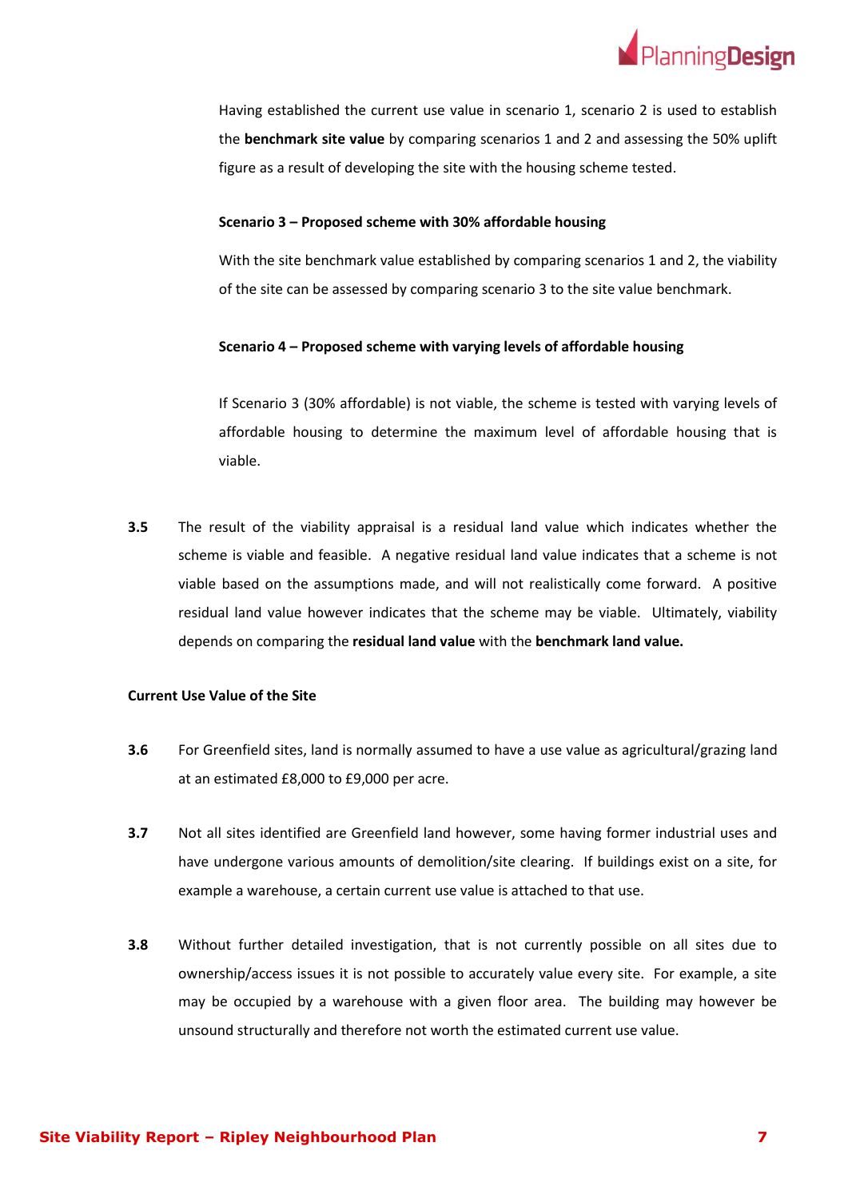Having established the current use value in scenario 1, scenario 2 is used to establish the **benchmark site value** by comparing scenarios 1 and 2 and assessing the 50% uplift figure as a result of developing the site with the housing scheme tested.

**Scenario 3 – Proposed scheme with 30% affordable housing**

With the site benchmark value established by comparing scenarios 1 and 2, the viability of the site can be assessed by comparing scenario 3 to the site value benchmark.

**Scenario 4 – Proposed scheme with varying levels of affordable housing**

If Scenario 3 (30% affordable) is not viable, the scheme is tested with varying levels of affordable housing to determine the maximum level of affordable housing that is viable.

**3.5** The result of the viability appraisal is a residual land value which indicates whether the scheme is viable and feasible. A negative residual land value indicates that a scheme is not viable based on the assumptions made, and will not realistically come forward. A positive residual land value however indicates that the scheme may be viable. Ultimately, viability depends on comparing the **residual land value** with the **benchmark land value.**

**Current Use Value of the Site**

**3.6** For Greenfield sites, land is normally assumed to have a use value as agricultural/grazing land at an estimated £8,000 to £9,000 per acre.

**3.7** Not all sites identified are Greenfield land however, some having former industrial uses and have undergone various amounts of demolition/site clearing. If buildings exist on a site, for example a warehouse, a certain current use value is attached to that use.

**3.8** Without further detailed investigation, that is not currently possible on all sites due to ownership/access issues it is not possible to accurately value every site. For example, a site may be occupied by a warehouse with a given floor area. The building may however be unsound structurally and therefore not worth the estimated current use value.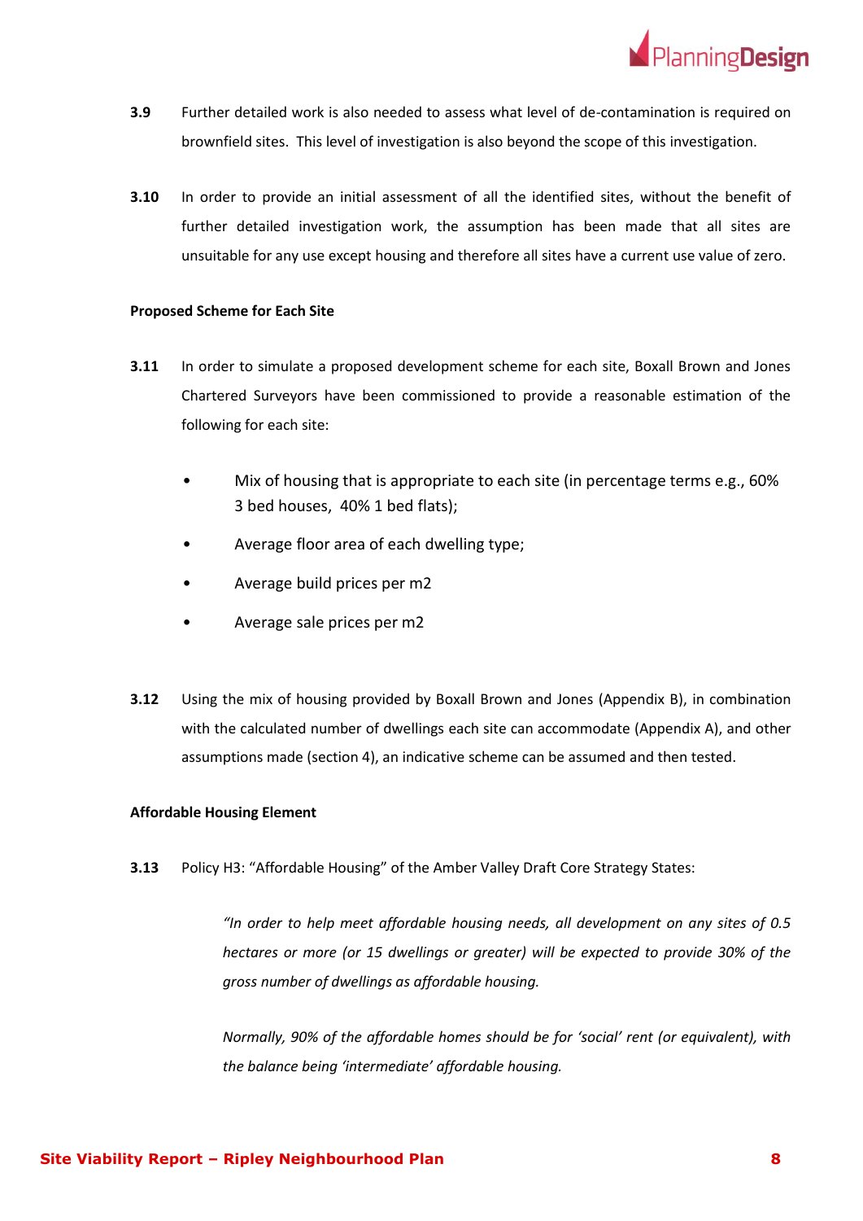**3.9** Further detailed work is also needed to assess what level of de-contamination is required on brownfield sites. This level of investigation is also beyond the scope of this investigation.

**3.10** In order to provide an initial assessment of all the identified sites, without the benefit of further detailed investigation work, the assumption has been made that all sites are unsuitable for any use except housing and therefore all sites have a current use value of zero.

**Proposed Scheme for Each Site**

**3.11** In order to simulate a proposed development scheme for each site, Boxall Brown and Jones Chartered Surveyors have been commissioned to provide a reasonable estimation of the following for each site:

- Mix of housing that is appropriate to each site (in percentage terms e.g., 60% 3 bed houses, 40% 1 bed flats);
- Average floor area of each dwelling type;
- Average build prices per m2
- Average sale prices per m2

**3.12** Using the mix of housing provided by Boxall Brown and Jones (Appendix B), in combination with the calculated number of dwellings each site can accommodate (Appendix A), and other assumptions made (section 4), an indicative scheme can be assumed and then tested.

**Affordable Housing Element**

**3.13** Policy H3: "Affordable Housing" of the Amber Valley Draft Core Strategy States:

> *"In order to help meet affordable housing needs, all development on any sites of 0.5 hectares or more (or 15 dwellings or greater) will be expected to provide 30% of the gross number of dwellings as affordable housing.*
>
> *Normally, 90% of the affordable homes should be for 'social' rent (or equivalent), with the balance being 'intermediate' affordable housing.*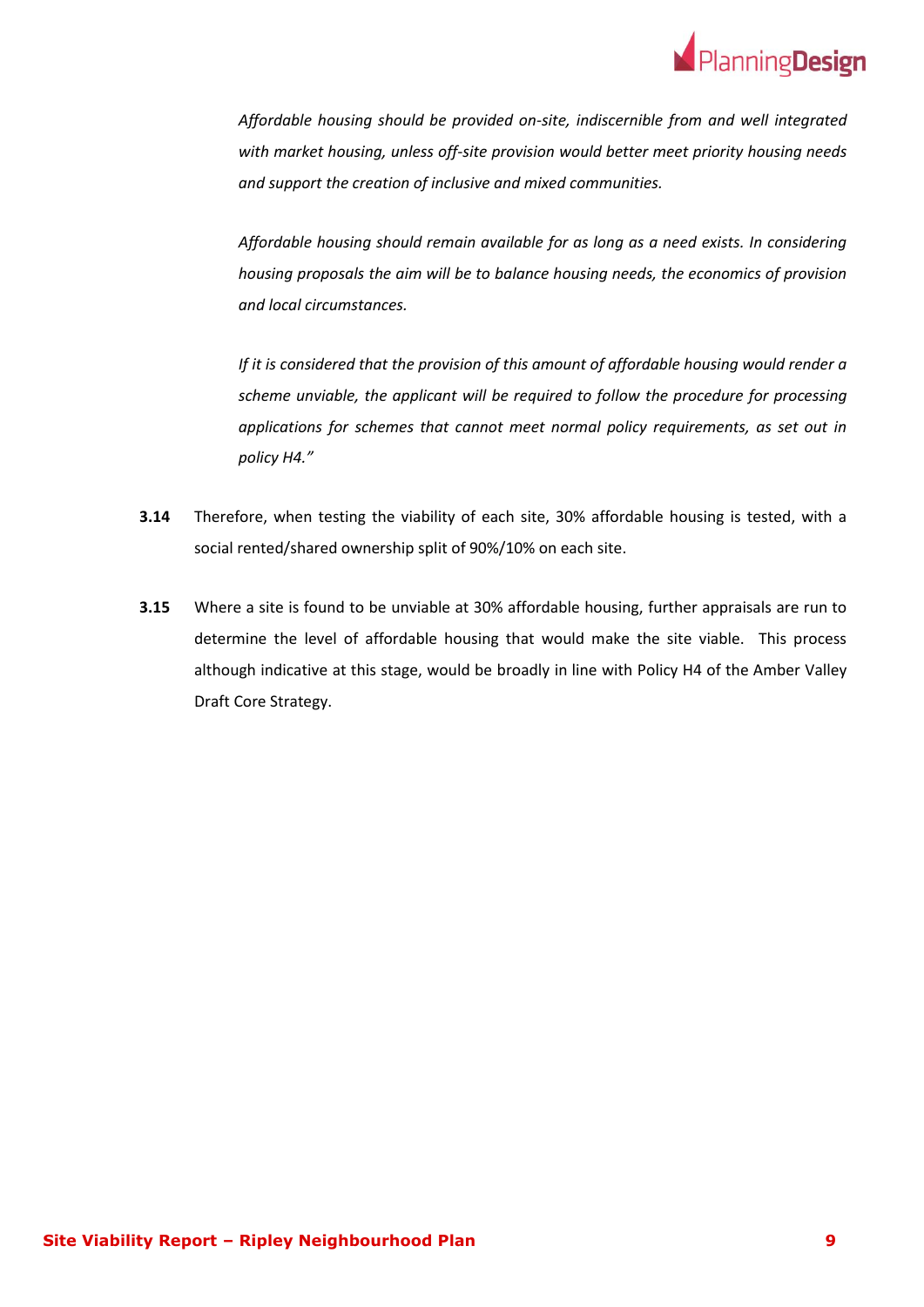*Affordable housing should be provided on-site, indiscernible from and well integrated with market housing, unless off-site provision would better meet priority housing needs and support the creation of inclusive and mixed communities.*

*Affordable housing should remain available for as long as a need exists. In considering housing proposals the aim will be to balance housing needs, the economics of provision and local circumstances.*

*If it is considered that the provision of this amount of affordable housing would render a scheme unviable, the applicant will be required to follow the procedure for processing applications for schemes that cannot meet normal policy requirements, as set out in policy H4."*

**3.14** Therefore, when testing the viability of each site, 30% affordable housing is tested, with a social rented/shared ownership split of 90%/10% on each site.

**3.15** Where a site is found to be unviable at 30% affordable housing, further appraisals are run to determine the level of affordable housing that would make the site viable. This process although indicative at this stage, would be broadly in line with Policy H4 of the Amber Valley Draft Core Strategy.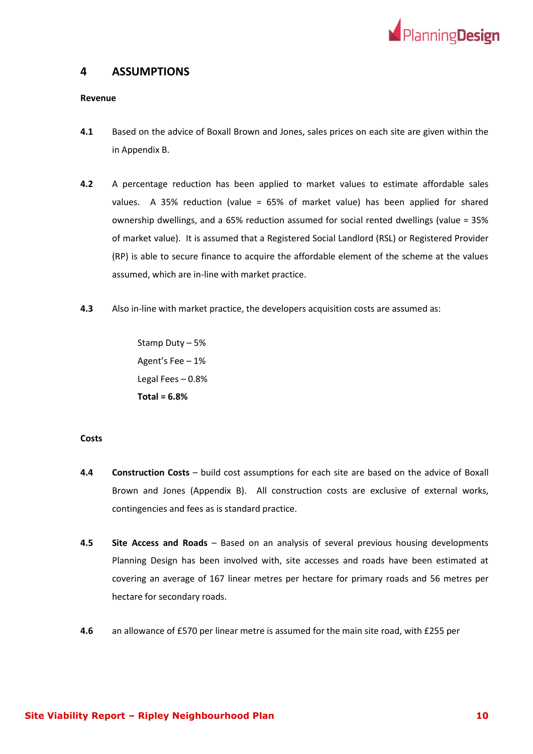## 4 ASSUMPTIONS

**Revenue**

**4.1** Based on the advice of Boxall Brown and Jones, sales prices on each site are given within the in Appendix B.

**4.2** A percentage reduction has been applied to market values to estimate affordable sales values. A 35% reduction (value = 65% of market value) has been applied for shared ownership dwellings, and a 65% reduction assumed for social rented dwellings (value = 35% of market value). It is assumed that a Registered Social Landlord (RSL) or Registered Provider (RP) is able to secure finance to acquire the affordable element of the scheme at the values assumed, which are in-line with market practice.

**4.3** Also in-line with market practice, the developers acquisition costs are assumed as:

Stamp Duty – 5%
Agent's Fee – 1%
Legal Fees – 0.8%
**Total = 6.8%**

**Costs**

**4.4** **Construction Costs** – build cost assumptions for each site are based on the advice of Boxall Brown and Jones (Appendix B). All construction costs are exclusive of external works, contingencies and fees as is standard practice.

**4.5** **Site Access and Roads** – Based on an analysis of several previous housing developments Planning Design has been involved with, site accesses and roads have been estimated at covering an average of 167 linear metres per hectare for primary roads and 56 metres per hectare for secondary roads.

**4.6** an allowance of £570 per linear metre is assumed for the main site road, with £255 per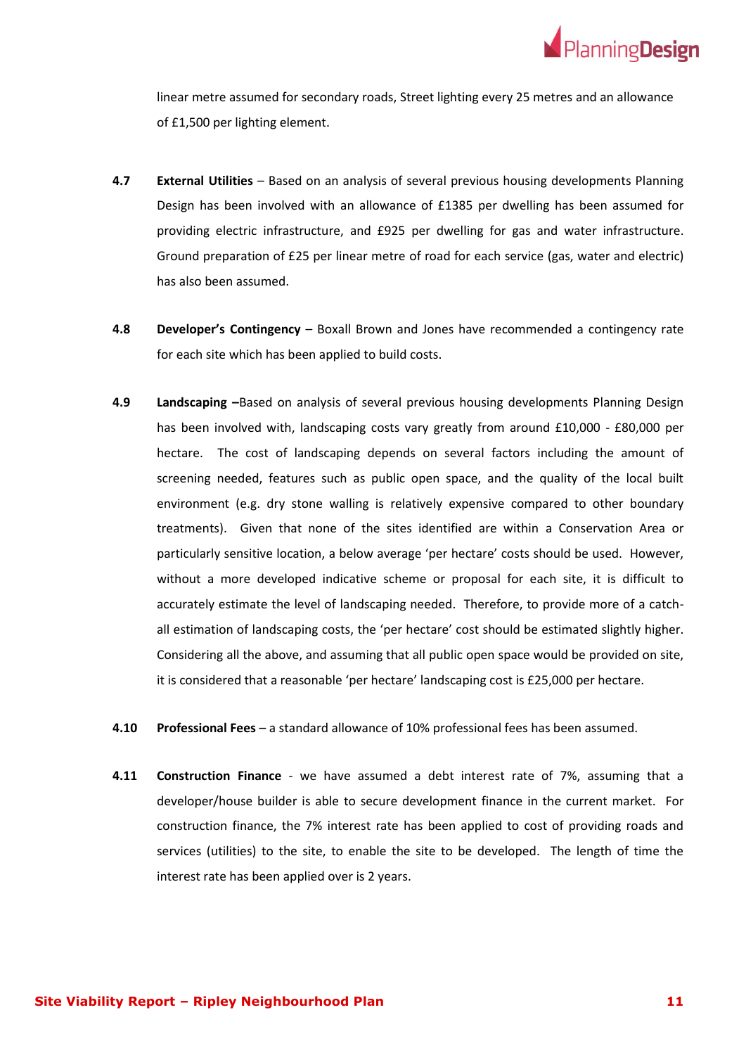linear metre assumed for secondary roads, Street lighting every 25 metres and an allowance of £1,500 per lighting element.

**4.7** **External Utilities** – Based on an analysis of several previous housing developments Planning Design has been involved with an allowance of £1385 per dwelling has been assumed for providing electric infrastructure, and £925 per dwelling for gas and water infrastructure. Ground preparation of £25 per linear metre of road for each service (gas, water and electric) has also been assumed.

**4.8** **Developer's Contingency** – Boxall Brown and Jones have recommended a contingency rate for each site which has been applied to build costs.

**4.9** **Landscaping –**Based on analysis of several previous housing developments Planning Design has been involved with, landscaping costs vary greatly from around £10,000 - £80,000 per hectare. The cost of landscaping depends on several factors including the amount of screening needed, features such as public open space, and the quality of the local built environment (e.g. dry stone walling is relatively expensive compared to other boundary treatments). Given that none of the sites identified are within a Conservation Area or particularly sensitive location, a below average 'per hectare' costs should be used. However, without a more developed indicative scheme or proposal for each site, it is difficult to accurately estimate the level of landscaping needed. Therefore, to provide more of a catch-all estimation of landscaping costs, the 'per hectare' cost should be estimated slightly higher. Considering all the above, and assuming that all public open space would be provided on site, it is considered that a reasonable 'per hectare' landscaping cost is £25,000 per hectare.

**4.10** **Professional Fees** – a standard allowance of 10% professional fees has been assumed.

**4.11** **Construction Finance** - we have assumed a debt interest rate of 7%, assuming that a developer/house builder is able to secure development finance in the current market. For construction finance, the 7% interest rate has been applied to cost of providing roads and services (utilities) to the site, to enable the site to be developed. The length of time the interest rate has been applied over is 2 years.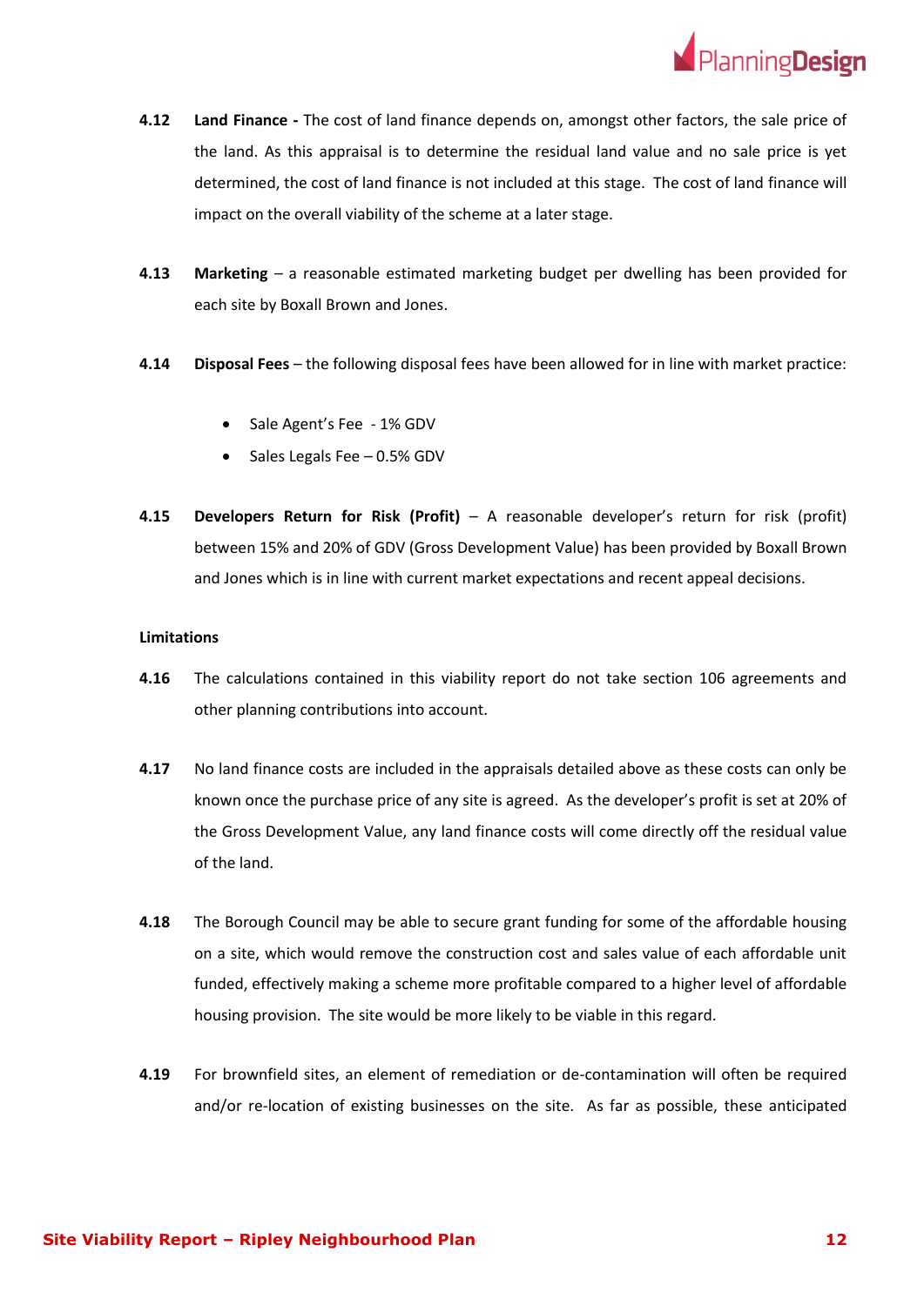**4.12** **Land Finance -** The cost of land finance depends on, amongst other factors, the sale price of the land. As this appraisal is to determine the residual land value and no sale price is yet determined, the cost of land finance is not included at this stage. The cost of land finance will impact on the overall viability of the scheme at a later stage.

**4.13** **Marketing** – a reasonable estimated marketing budget per dwelling has been provided for each site by Boxall Brown and Jones.

**4.14** **Disposal Fees** – the following disposal fees have been allowed for in line with market practice:

- Sale Agent's Fee - 1% GDV
- Sales Legals Fee – 0.5% GDV

**4.15** **Developers Return for Risk (Profit)** – A reasonable developer's return for risk (profit) between 15% and 20% of GDV (Gross Development Value) has been provided by Boxall Brown and Jones which is in line with current market expectations and recent appeal decisions.

**Limitations**

**4.16** The calculations contained in this viability report do not take section 106 agreements and other planning contributions into account.

**4.17** No land finance costs are included in the appraisals detailed above as these costs can only be known once the purchase price of any site is agreed. As the developer's profit is set at 20% of the Gross Development Value, any land finance costs will come directly off the residual value of the land.

**4.18** The Borough Council may be able to secure grant funding for some of the affordable housing on a site, which would remove the construction cost and sales value of each affordable unit funded, effectively making a scheme more profitable compared to a higher level of affordable housing provision. The site would be more likely to be viable in this regard.

**4.19** For brownfield sites, an element of remediation or de-contamination will often be required and/or re-location of existing businesses on the site. As far as possible, these anticipated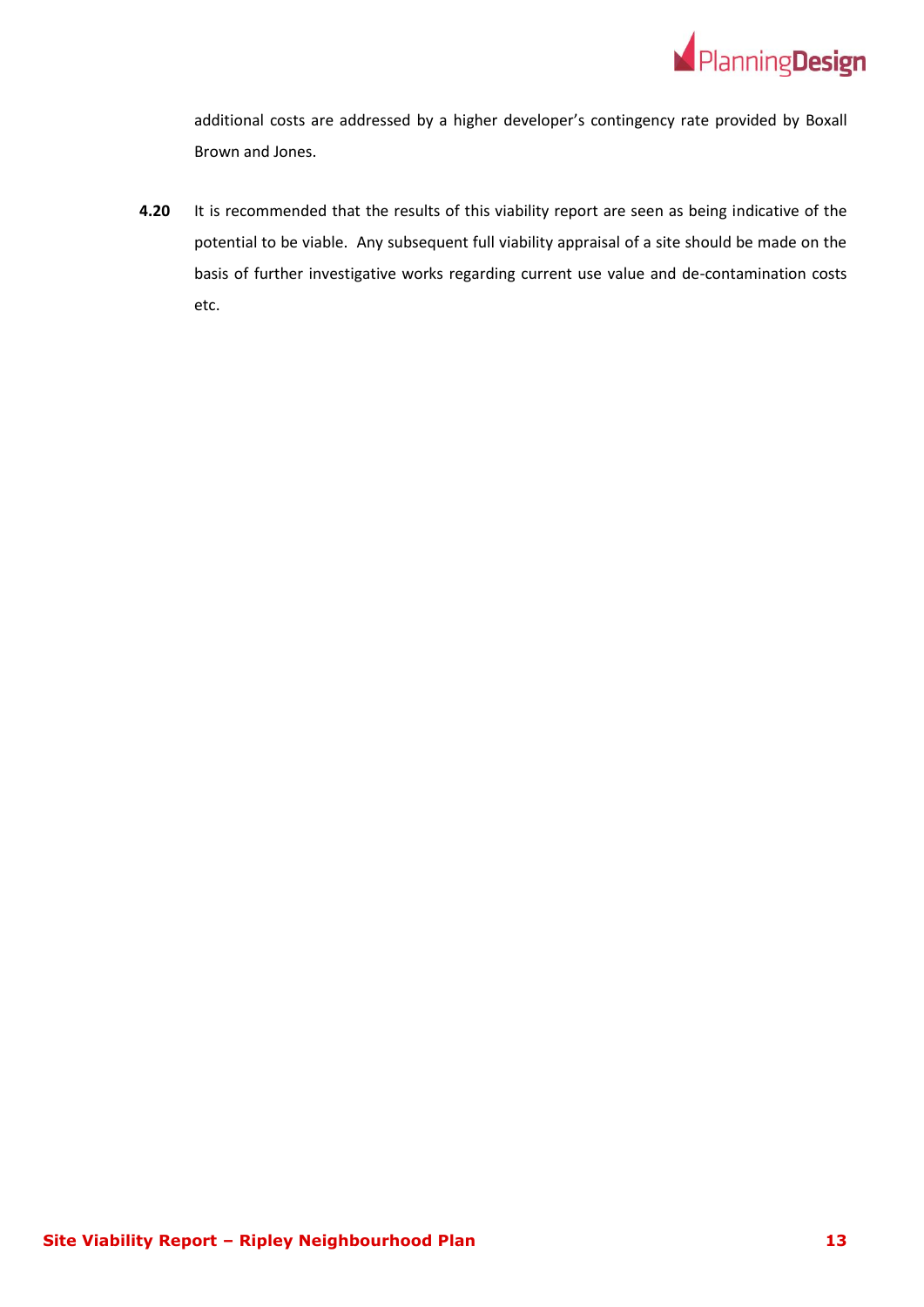additional costs are addressed by a higher developer's contingency rate provided by Boxall Brown and Jones.

**4.20** It is recommended that the results of this viability report are seen as being indicative of the potential to be viable. Any subsequent full viability appraisal of a site should be made on the basis of further investigative works regarding current use value and de-contamination costs etc.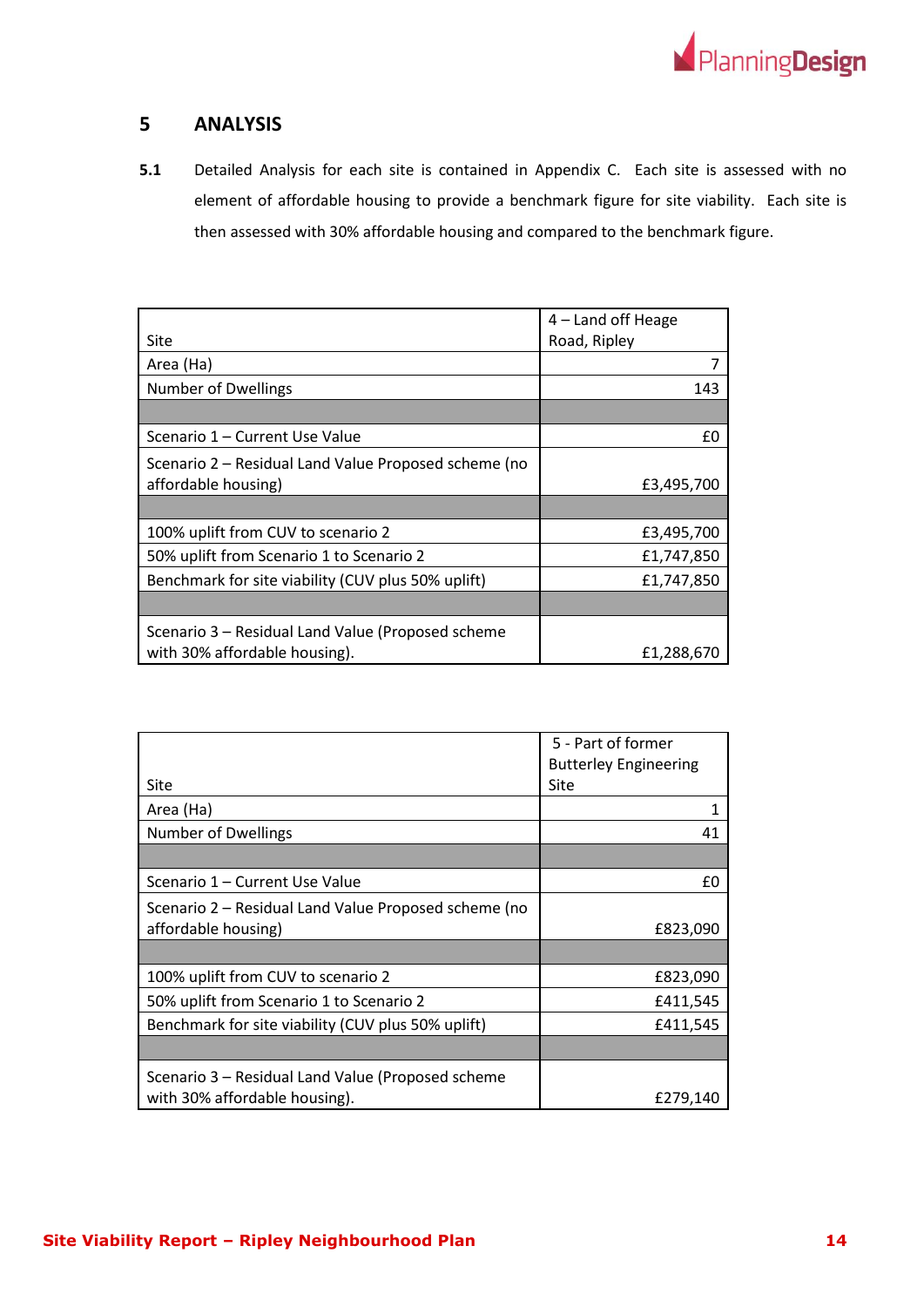## 5 ANALYSIS

**5.1** Detailed Analysis for each site is contained in Appendix C. Each site is assessed with no element of affordable housing to provide a benchmark figure for site viability. Each site is then assessed with 30% affordable housing and compared to the benchmark figure.

| Site | 4 – Land off Heage Road, Ripley |
|---|---:|
| Area (Ha) | 7 |
| Number of Dwellings | 143 |
| | |
| Scenario 1 – Current Use Value | £0 |
| Scenario 2 – Residual Land Value Proposed scheme (no affordable housing) | £3,495,700 |
| | |
| 100% uplift from CUV to scenario 2 | £3,495,700 |
| 50% uplift from Scenario 1 to Scenario 2 | £1,747,850 |
| Benchmark for site viability (CUV plus 50% uplift) | £1,747,850 |
| | |
| Scenario 3 – Residual Land Value (Proposed scheme with 30% affordable housing). | £1,288,670 |

| Site | 5 - Part of former Butterley Engineering Site |
|---|---:|
| Area (Ha) | 1 |
| Number of Dwellings | 41 |
| | |
| Scenario 1 – Current Use Value | £0 |
| Scenario 2 – Residual Land Value Proposed scheme (no affordable housing) | £823,090 |
| | |
| 100% uplift from CUV to scenario 2 | £823,090 |
| 50% uplift from Scenario 1 to Scenario 2 | £411,545 |
| Benchmark for site viability (CUV plus 50% uplift) | £411,545 |
| | |
| Scenario 3 – Residual Land Value (Proposed scheme with 30% affordable housing). | £279,140 |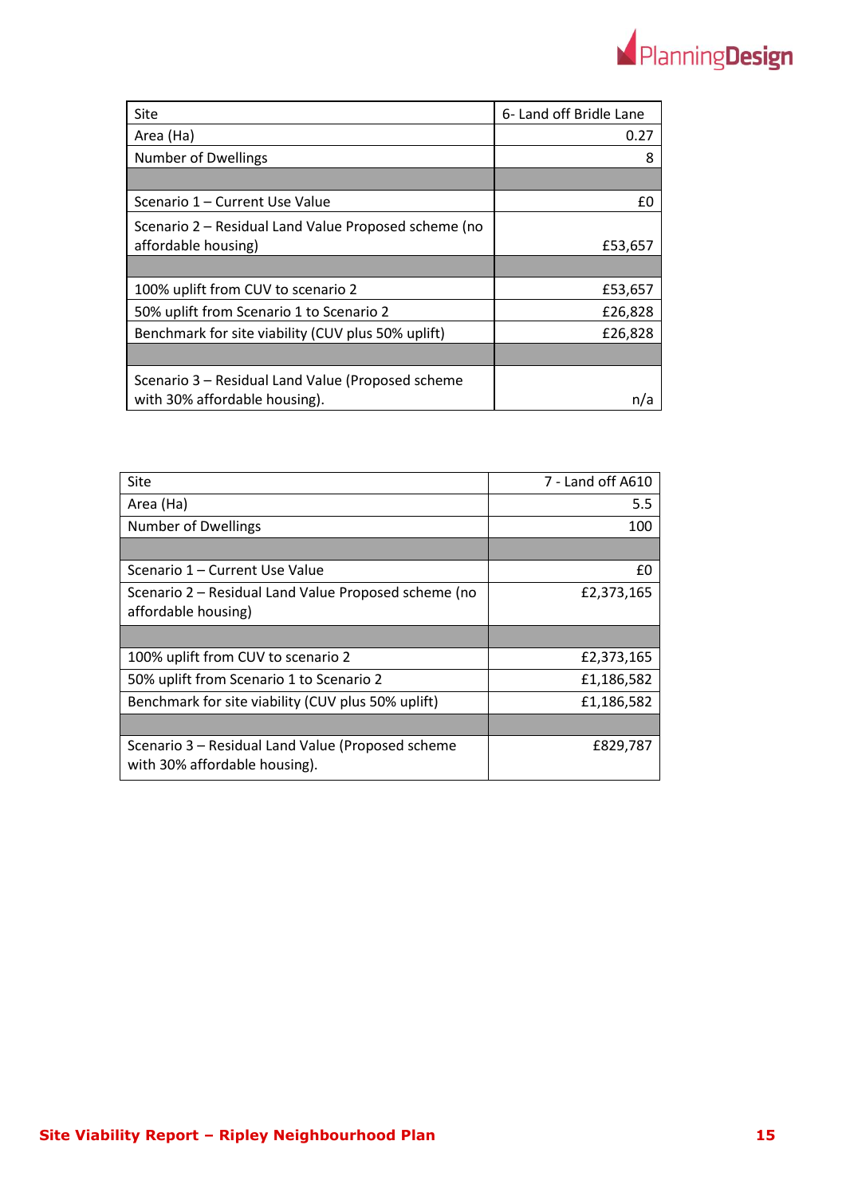| Site | 6- Land off Bridle Lane |
| --- | --- |
| Area (Ha) | 0.27 |
| Number of Dwellings | 8 |
| | |
| Scenario 1 – Current Use Value | £0 |
| Scenario 2 – Residual Land Value Proposed scheme (no affordable housing) | £53,657 |
| | |
| 100% uplift from CUV to scenario 2 | £53,657 |
| 50% uplift from Scenario 1 to Scenario 2 | £26,828 |
| Benchmark for site viability (CUV plus 50% uplift) | £26,828 |
| | |
| Scenario 3 – Residual Land Value (Proposed scheme with 30% affordable housing). | n/a |

| Site | 7 - Land off A610 |
| --- | --- |
| Area (Ha) | 5.5 |
| Number of Dwellings | 100 |
| | |
| Scenario 1 – Current Use Value | £0 |
| Scenario 2 – Residual Land Value Proposed scheme (no affordable housing) | £2,373,165 |
| | |
| 100% uplift from CUV to scenario 2 | £2,373,165 |
| 50% uplift from Scenario 1 to Scenario 2 | £1,186,582 |
| Benchmark for site viability (CUV plus 50% uplift) | £1,186,582 |
| | |
| Scenario 3 – Residual Land Value (Proposed scheme with 30% affordable housing). | £829,787 |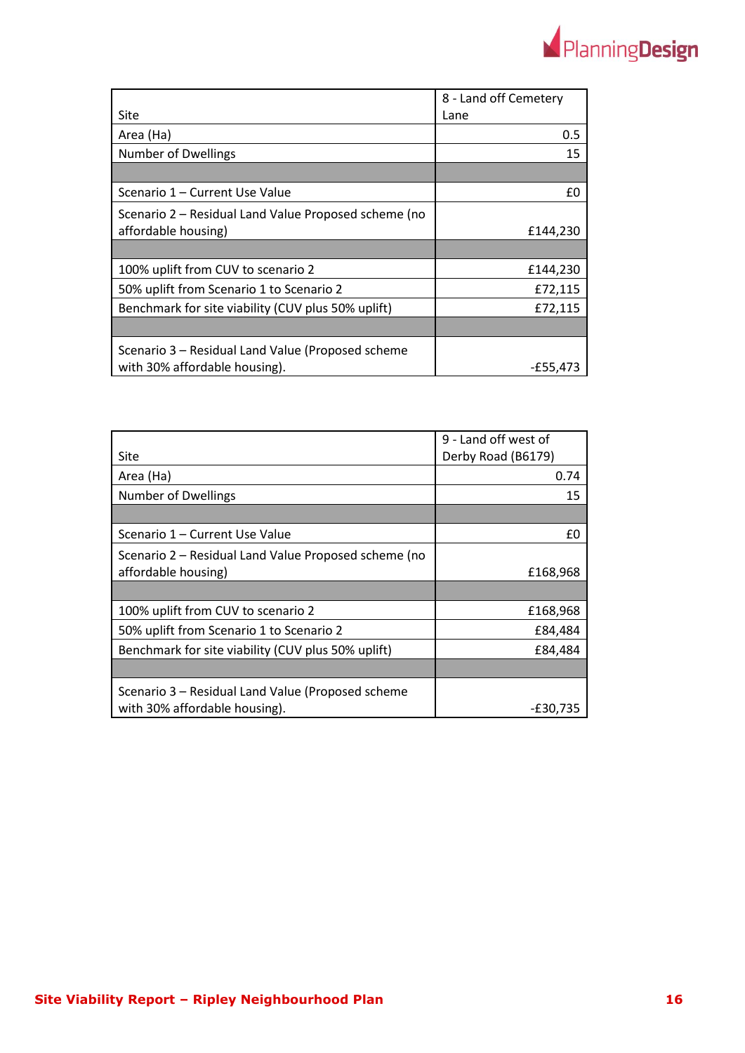| Site | 8 - Land off Cemetery Lane |
|---|---|
| Area (Ha) | 0.5 |
| Number of Dwellings | 15 |
| | |
| Scenario 1 – Current Use Value | £0 |
| Scenario 2 – Residual Land Value Proposed scheme (no affordable housing) | £144,230 |
| | |
| 100% uplift from CUV to scenario 2 | £144,230 |
| 50% uplift from Scenario 1 to Scenario 2 | £72,115 |
| Benchmark for site viability (CUV plus 50% uplift) | £72,115 |
| | |
| Scenario 3 – Residual Land Value (Proposed scheme with 30% affordable housing). | -£55,473 |

| Site | 9 - Land off west of Derby Road (B6179) |
|---|---|
| Area (Ha) | 0.74 |
| Number of Dwellings | 15 |
| | |
| Scenario 1 – Current Use Value | £0 |
| Scenario 2 – Residual Land Value Proposed scheme (no affordable housing) | £168,968 |
| | |
| 100% uplift from CUV to scenario 2 | £168,968 |
| 50% uplift from Scenario 1 to Scenario 2 | £84,484 |
| Benchmark for site viability (CUV plus 50% uplift) | £84,484 |
| | |
| Scenario 3 – Residual Land Value (Proposed scheme with 30% affordable housing). | -£30,735 |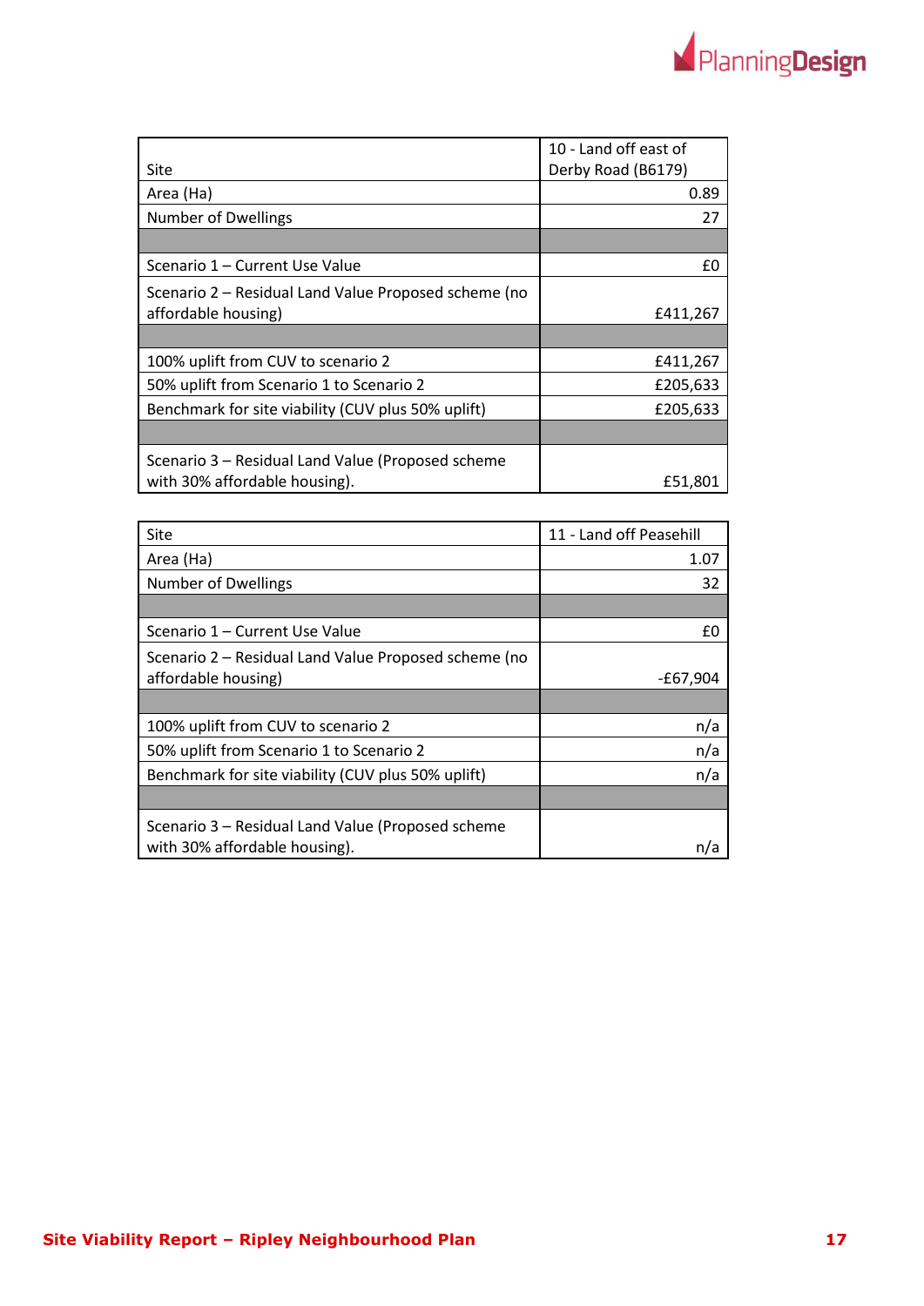| Site | 10 - Land off east of Derby Road (B6179) |
|---|---|
| Area (Ha) | 0.89 |
| Number of Dwellings | 27 |
| | |
| Scenario 1 – Current Use Value | £0 |
| Scenario 2 – Residual Land Value Proposed scheme (no affordable housing) | £411,267 |
| | |
| 100% uplift from CUV to scenario 2 | £411,267 |
| 50% uplift from Scenario 1 to Scenario 2 | £205,633 |
| Benchmark for site viability (CUV plus 50% uplift) | £205,633 |
| | |
| Scenario 3 – Residual Land Value (Proposed scheme with 30% affordable housing). | £51,801 |

| Site | 11 - Land off Peasehill |
|---|---|
| Area (Ha) | 1.07 |
| Number of Dwellings | 32 |
| | |
| Scenario 1 – Current Use Value | £0 |
| Scenario 2 – Residual Land Value Proposed scheme (no affordable housing) | -£67,904 |
| | |
| 100% uplift from CUV to scenario 2 | n/a |
| 50% uplift from Scenario 1 to Scenario 2 | n/a |
| Benchmark for site viability (CUV plus 50% uplift) | n/a |
| | |
| Scenario 3 – Residual Land Value (Proposed scheme with 30% affordable housing). | n/a |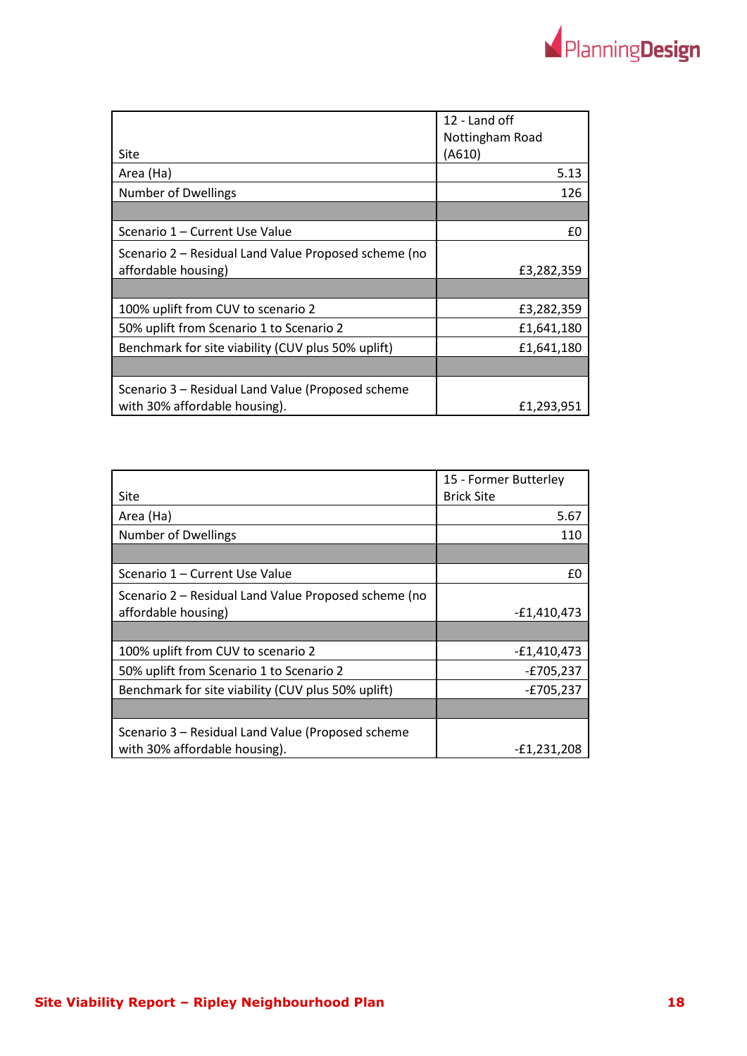| Site | 12 - Land off Nottingham Road (A610) |
| --- | --- |
| Area (Ha) | 5.13 |
| Number of Dwellings | 126 |
| | |
| Scenario 1 – Current Use Value | £0 |
| Scenario 2 – Residual Land Value Proposed scheme (no affordable housing) | £3,282,359 |
| | |
| 100% uplift from CUV to scenario 2 | £3,282,359 |
| 50% uplift from Scenario 1 to Scenario 2 | £1,641,180 |
| Benchmark for site viability (CUV plus 50% uplift) | £1,641,180 |
| | |
| Scenario 3 – Residual Land Value (Proposed scheme with 30% affordable housing). | £1,293,951 |

| Site | 15 - Former Butterley Brick Site |
| --- | --- |
| Area (Ha) | 5.67 |
| Number of Dwellings | 110 |
| | |
| Scenario 1 – Current Use Value | £0 |
| Scenario 2 – Residual Land Value Proposed scheme (no affordable housing) | -£1,410,473 |
| | |
| 100% uplift from CUV to scenario 2 | -£1,410,473 |
| 50% uplift from Scenario 1 to Scenario 2 | -£705,237 |
| Benchmark for site viability (CUV plus 50% uplift) | -£705,237 |
| | |
| Scenario 3 – Residual Land Value (Proposed scheme with 30% affordable housing). | -£1,231,208 |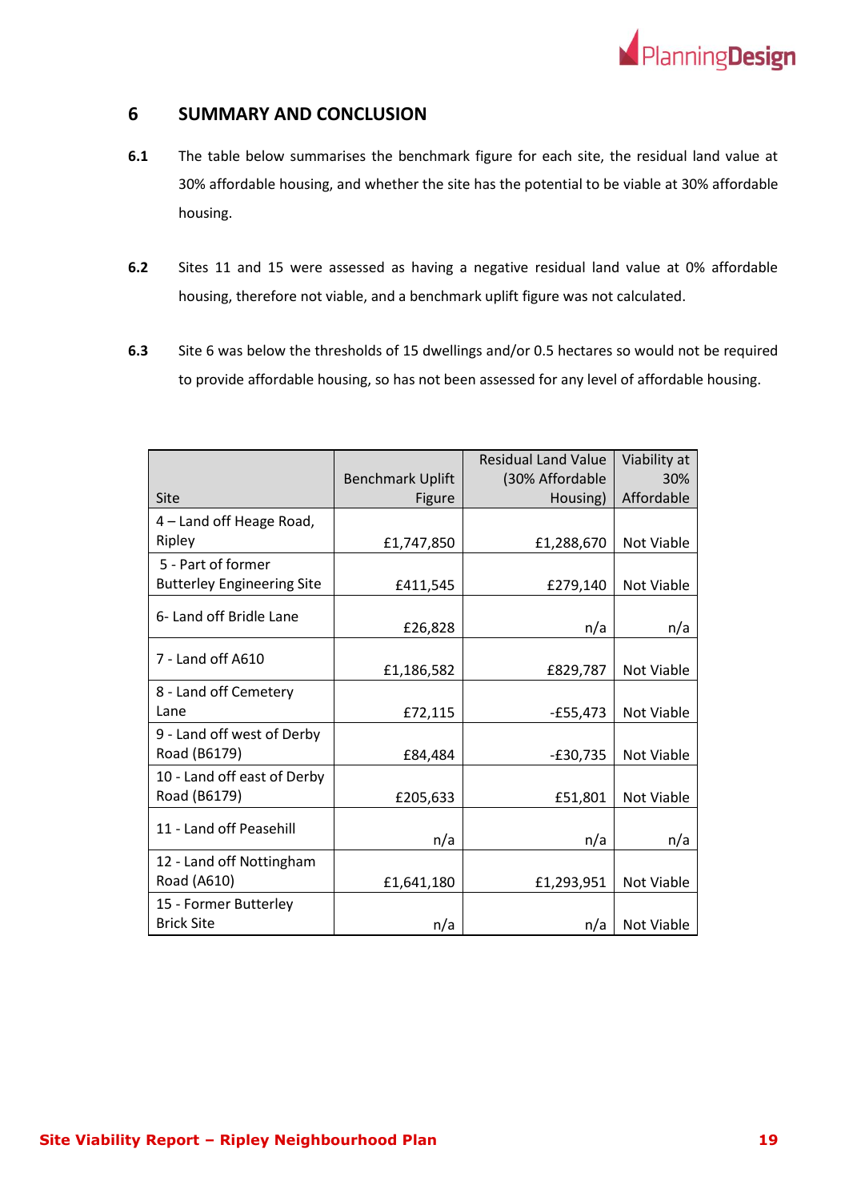## 6 SUMMARY AND CONCLUSION

**6.1** The table below summarises the benchmark figure for each site, the residual land value at 30% affordable housing, and whether the site has the potential to be viable at 30% affordable housing.

**6.2** Sites 11 and 15 were assessed as having a negative residual land value at 0% affordable housing, therefore not viable, and a benchmark uplift figure was not calculated.

**6.3** Site 6 was below the thresholds of 15 dwellings and/or 0.5 hectares so would not be required to provide affordable housing, so has not been assessed for any level of affordable housing.

| Site | Benchmark Uplift Figure | Residual Land Value (30% Affordable Housing) | Viability at 30% Affordable |
|---|---|---|---|
| 4 – Land off Heage Road, Ripley | £1,747,850 | £1,288,670 | Not Viable |
| 5 - Part of former Butterley Engineering Site | £411,545 | £279,140 | Not Viable |
| 6- Land off Bridle Lane | £26,828 | n/a | n/a |
| 7 - Land off A610 | £1,186,582 | £829,787 | Not Viable |
| 8 - Land off Cemetery Lane | £72,115 | -£55,473 | Not Viable |
| 9 - Land off west of Derby Road (B6179) | £84,484 | -£30,735 | Not Viable |
| 10 - Land off east of Derby Road (B6179) | £205,633 | £51,801 | Not Viable |
| 11 - Land off Peasehill | n/a | n/a | n/a |
| 12 - Land off Nottingham Road (A610) | £1,641,180 | £1,293,951 | Not Viable |
| 15 - Former Butterley Brick Site | n/a | n/a | Not Viable |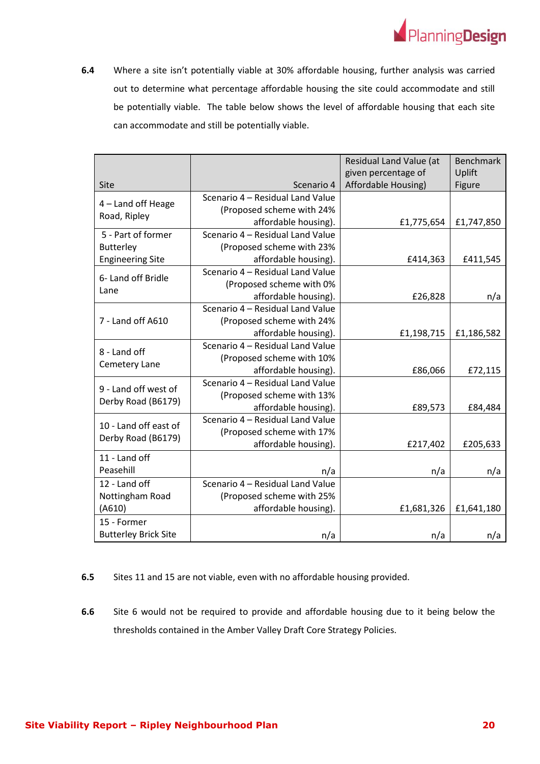**6.4** Where a site isn't potentially viable at 30% affordable housing, further analysis was carried out to determine what percentage affordable housing the site could accommodate and still be potentially viable. The table below shows the level of affordable housing that each site can accommodate and still be potentially viable.

| Site | Scenario 4 | Residual Land Value (at given percentage of Affordable Housing) | Benchmark Uplift Figure |
|---|---|---|---|
| 4 – Land off Heage Road, Ripley | Scenario 4 – Residual Land Value (Proposed scheme with 24% affordable housing). | £1,775,654 | £1,747,850 |
| 5 - Part of former Butterley Engineering Site | Scenario 4 – Residual Land Value (Proposed scheme with 23% affordable housing). | £414,363 | £411,545 |
| 6- Land off Bridle Lane | Scenario 4 – Residual Land Value (Proposed scheme with 0% affordable housing). | £26,828 | n/a |
| 7 - Land off A610 | Scenario 4 – Residual Land Value (Proposed scheme with 24% affordable housing). | £1,198,715 | £1,186,582 |
| 8 - Land off Cemetery Lane | Scenario 4 – Residual Land Value (Proposed scheme with 10% affordable housing). | £86,066 | £72,115 |
| 9 - Land off west of Derby Road (B6179) | Scenario 4 – Residual Land Value (Proposed scheme with 13% affordable housing). | £89,573 | £84,484 |
| 10 - Land off east of Derby Road (B6179) | Scenario 4 – Residual Land Value (Proposed scheme with 17% affordable housing). | £217,402 | £205,633 |
| 11 - Land off Peasehill | n/a | n/a | n/a |
| 12 - Land off Nottingham Road (A610) | Scenario 4 – Residual Land Value (Proposed scheme with 25% affordable housing). | £1,681,326 | £1,641,180 |
| 15 - Former Butterley Brick Site | n/a | n/a | n/a |

**6.5** Sites 11 and 15 are not viable, even with no affordable housing provided.

**6.6** Site 6 would not be required to provide and affordable housing due to it being below the thresholds contained in the Amber Valley Draft Core Strategy Policies.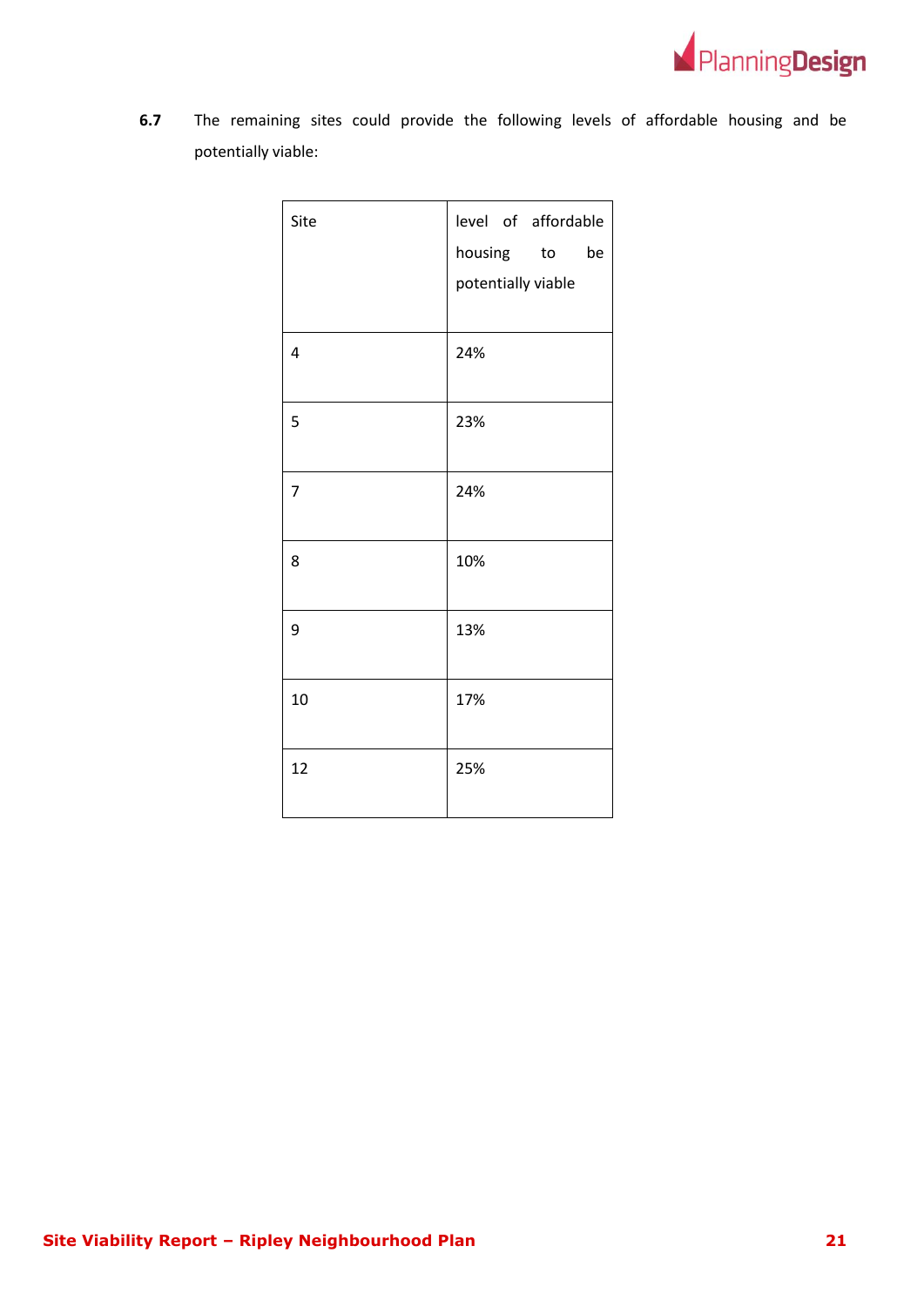**6.7** The remaining sites could provide the following levels of affordable housing and be potentially viable:

| Site | level of affordable housing to be potentially viable |
|---|---|
| 4 | 24% |
| 5 | 23% |
| 7 | 24% |
| 8 | 10% |
| 9 | 13% |
| 10 | 17% |
| 12 | 25% |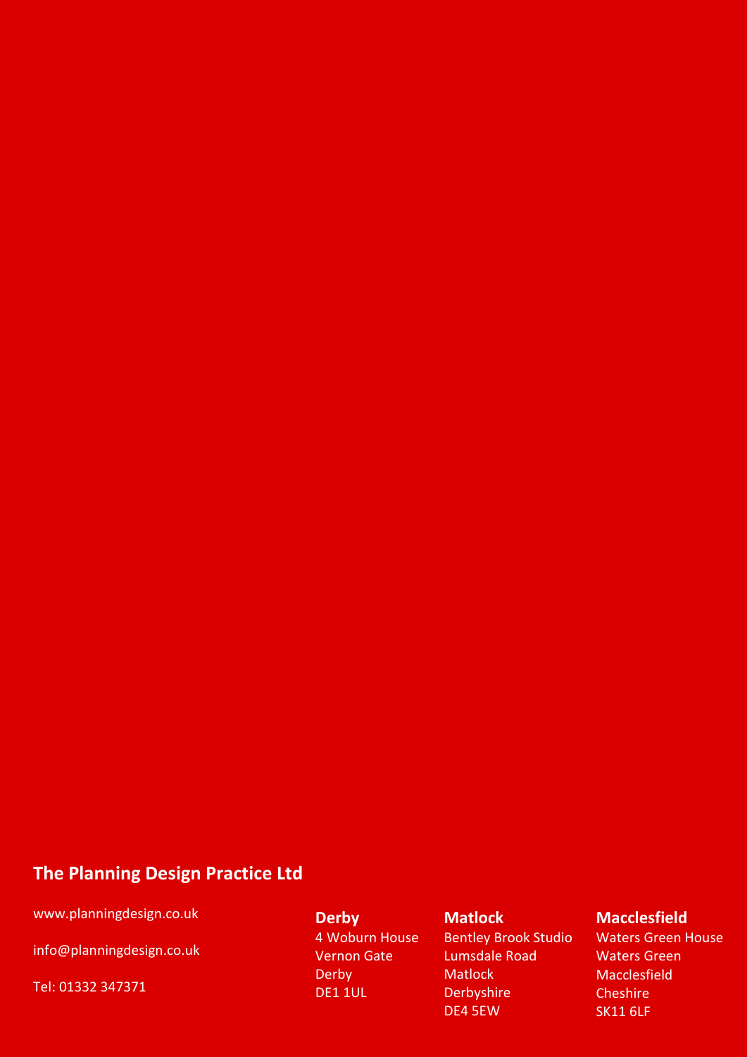**The Planning Design Practice Ltd**

www.planningdesign.co.uk

info@planningdesign.co.uk

Tel: 01332 347371

**Derby**
4 Woburn House
Vernon Gate
Derby
DE1 1UL

**Matlock**
Bentley Brook Studio
Lumsdale Road
Matlock
Derbyshire
DE4 5EW

**Macclesfield**
Waters Green House
Waters Green
Macclesfield
Cheshire
SK11 6LF